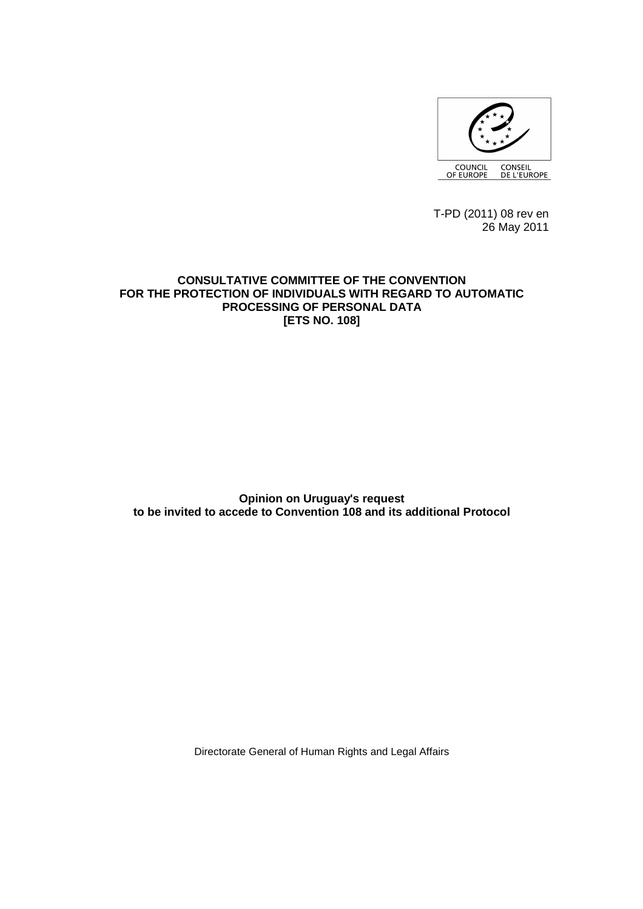COUNCIL OF EUROPE CONSEIL DE L'EUROPE

T-PD (2011) 08 rev en
26 May 2011

**CONSULTATIVE COMMITTEE OF THE CONVENTION FOR THE PROTECTION OF INDIVIDUALS WITH REGARD TO AUTOMATIC PROCESSING OF PERSONAL DATA [ETS NO. 108]**

**Opinion on Uruguay's request to be invited to accede to Convention 108 and its additional Protocol**

Directorate General of Human Rights and Legal Affairs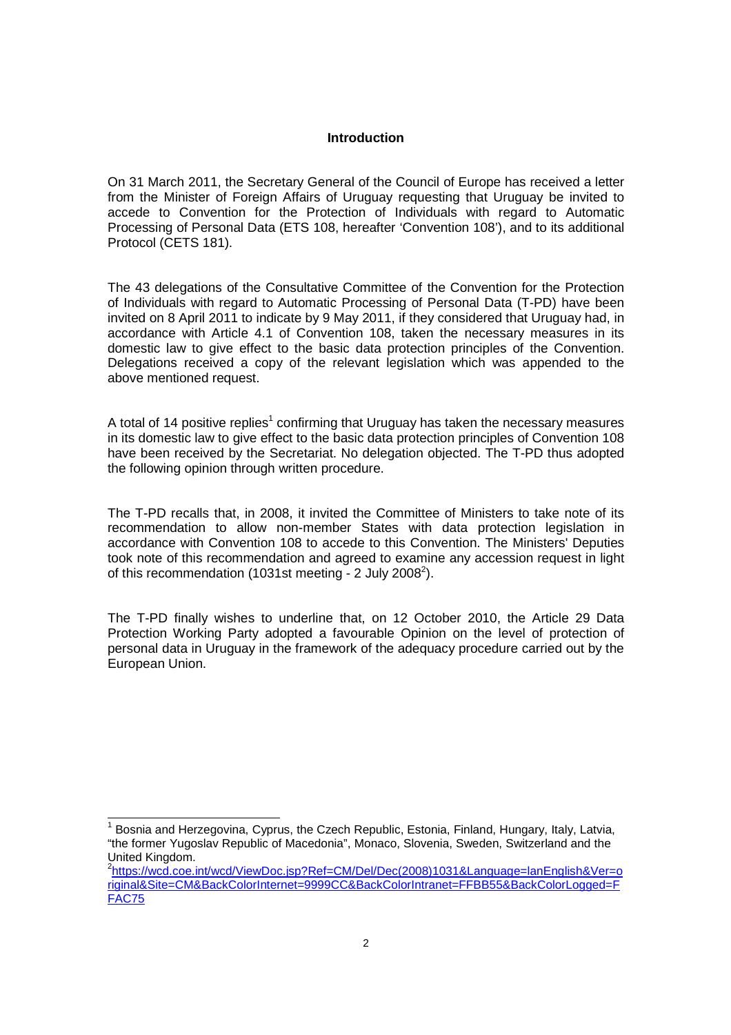## Introduction

On 31 March 2011, the Secretary General of the Council of Europe has received a letter from the Minister of Foreign Affairs of Uruguay requesting that Uruguay be invited to accede to Convention for the Protection of Individuals with regard to Automatic Processing of Personal Data (ETS 108, hereafter 'Convention 108'), and to its additional Protocol (CETS 181).

The 43 delegations of the Consultative Committee of the Convention for the Protection of Individuals with regard to Automatic Processing of Personal Data (T-PD) have been invited on 8 April 2011 to indicate by 9 May 2011, if they considered that Uruguay had, in accordance with Article 4.1 of Convention 108, taken the necessary measures in its domestic law to give effect to the basic data protection principles of the Convention. Delegations received a copy of the relevant legislation which was appended to the above mentioned request.

A total of 14 positive replies[1] confirming that Uruguay has taken the necessary measures in its domestic law to give effect to the basic data protection principles of Convention 108 have been received by the Secretariat. No delegation objected. The T-PD thus adopted the following opinion through written procedure.

The T-PD recalls that, in 2008, it invited the Committee of Ministers to take note of its recommendation to allow non-member States with data protection legislation in accordance with Convention 108 to accede to this Convention. The Ministers' Deputies took note of this recommendation and agreed to examine any accession request in light of this recommendation (1031st meeting - 2 July 2008[2]).

The T-PD finally wishes to underline that, on 12 October 2010, the Article 29 Data Protection Working Party adopted a favourable Opinion on the level of protection of personal data in Uruguay in the framework of the adequacy procedure carried out by the European Union.

---

[1] Bosnia and Herzegovina, Cyprus, the Czech Republic, Estonia, Finland, Hungary, Italy, Latvia, "the former Yugoslav Republic of Macedonia", Monaco, Slovenia, Sweden, Switzerland and the United Kingdom.

[2] https://wcd.coe.int/wcd/ViewDoc.jsp?Ref=CM/Del/Dec(2008)1031&Language=lanEnglish&Ver=original&Site=CM&BackColorInternet=9999CC&BackColorIntranet=FFBB55&BackColorLogged=FFAC75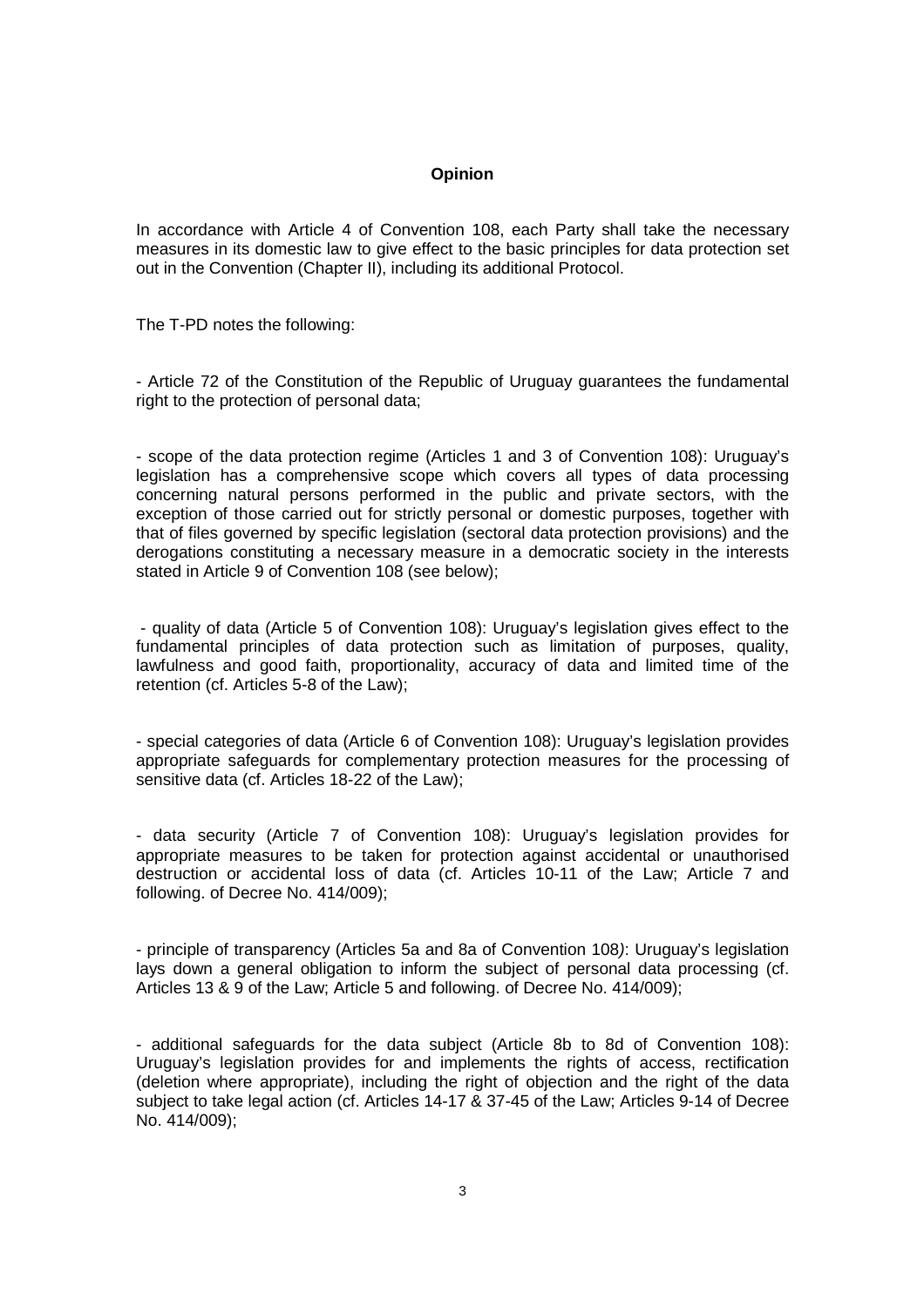**Opinion**

In accordance with Article 4 of Convention 108, each Party shall take the necessary measures in its domestic law to give effect to the basic principles for data protection set out in the Convention (Chapter II), including its additional Protocol.

The T-PD notes the following:

- Article 72 of the Constitution of the Republic of Uruguay guarantees the fundamental right to the protection of personal data;

- scope of the data protection regime (Articles 1 and 3 of Convention 108): Uruguay's legislation has a comprehensive scope which covers all types of data processing concerning natural persons performed in the public and private sectors, with the exception of those carried out for strictly personal or domestic purposes, together with that of files governed by specific legislation (sectoral data protection provisions) and the derogations constituting a necessary measure in a democratic society in the interests stated in Article 9 of Convention 108 (see below);

- quality of data (Article 5 of Convention 108): Uruguay's legislation gives effect to the fundamental principles of data protection such as limitation of purposes, quality, lawfulness and good faith, proportionality, accuracy of data and limited time of the retention (cf. Articles 5-8 of the Law);

- special categories of data (Article 6 of Convention 108): Uruguay's legislation provides appropriate safeguards for complementary protection measures for the processing of sensitive data (cf. Articles 18-22 of the Law);

- data security (Article 7 of Convention 108): Uruguay's legislation provides for appropriate measures to be taken for protection against accidental or unauthorised destruction or accidental loss of data (cf. Articles 10-11 of the Law; Article 7 and following. of Decree No. 414/009);

- principle of transparency (Articles 5a and 8a of Convention 108): Uruguay's legislation lays down a general obligation to inform the subject of personal data processing (cf. Articles 13 & 9 of the Law; Article 5 and following. of Decree No. 414/009);

- additional safeguards for the data subject (Article 8b to 8d of Convention 108): Uruguay's legislation provides for and implements the rights of access, rectification (deletion where appropriate), including the right of objection and the right of the data subject to take legal action (cf. Articles 14-17 & 37-45 of the Law; Articles 9-14 of Decree No. 414/009);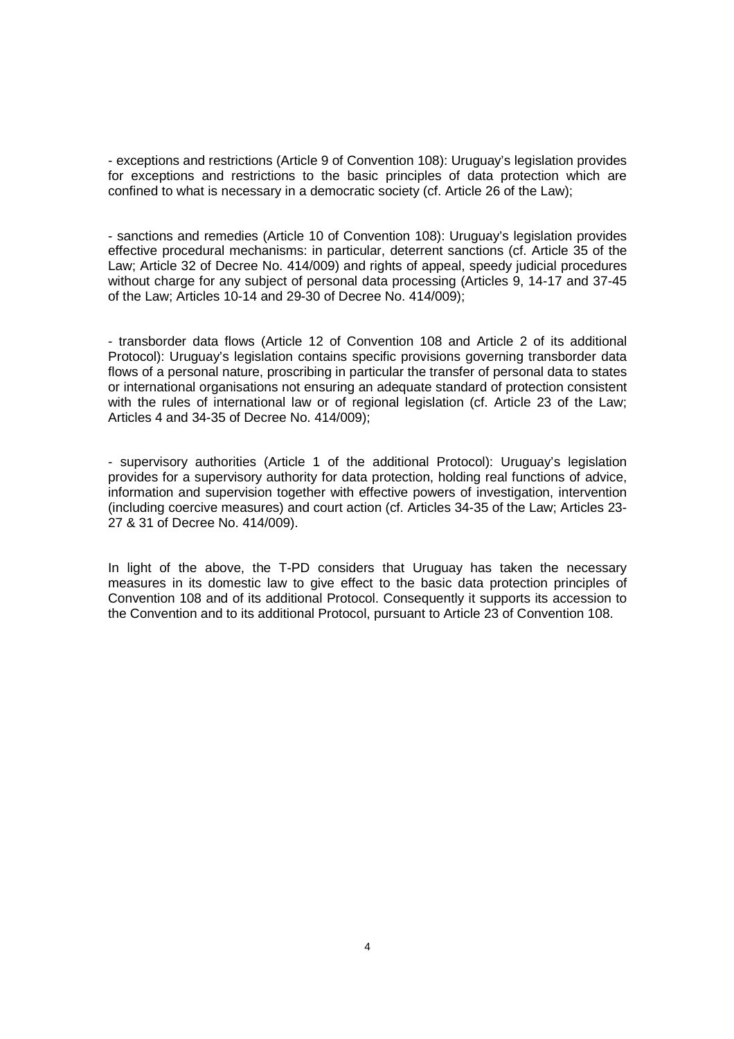- exceptions and restrictions (Article 9 of Convention 108): Uruguay's legislation provides for exceptions and restrictions to the basic principles of data protection which are confined to what is necessary in a democratic society (cf. Article 26 of the Law);

- sanctions and remedies (Article 10 of Convention 108): Uruguay's legislation provides effective procedural mechanisms: in particular, deterrent sanctions (cf. Article 35 of the Law; Article 32 of Decree No. 414/009) and rights of appeal, speedy judicial procedures without charge for any subject of personal data processing (Articles 9, 14-17 and 37-45 of the Law; Articles 10-14 and 29-30 of Decree No. 414/009);

- transborder data flows (Article 12 of Convention 108 and Article 2 of its additional Protocol): Uruguay's legislation contains specific provisions governing transborder data flows of a personal nature, proscribing in particular the transfer of personal data to states or international organisations not ensuring an adequate standard of protection consistent with the rules of international law or of regional legislation (cf. Article 23 of the Law; Articles 4 and 34-35 of Decree No. 414/009);

- supervisory authorities (Article 1 of the additional Protocol): Uruguay's legislation provides for a supervisory authority for data protection, holding real functions of advice, information and supervision together with effective powers of investigation, intervention (including coercive measures) and court action (cf. Articles 34-35 of the Law; Articles 23-27 & 31 of Decree No. 414/009).

In light of the above, the T-PD considers that Uruguay has taken the necessary measures in its domestic law to give effect to the basic data protection principles of Convention 108 and of its additional Protocol. Consequently it supports its accession to the Convention and to its additional Protocol, pursuant to Article 23 of Convention 108.